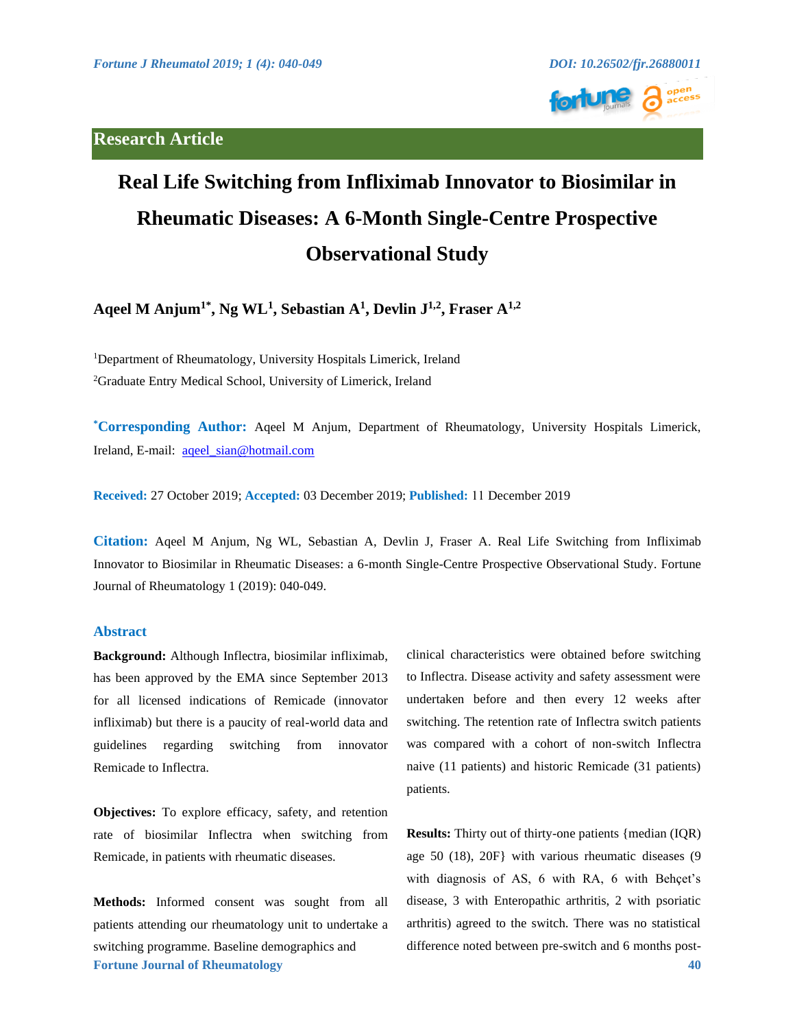## Research Article

# Real Life Switching from Infliximab Innovator to Biosimilar in Rheumatic Diseases: A 6-Month Single-Centre Prospective Observational Study

**Aqeel M Anjum[1*], Ng WL[1], Sebastian A[1], Devlin J[1,2], Fraser A[1,2]**

[1]Department of Rheumatology, University Hospitals Limerick, Ireland

[2]Graduate Entry Medical School, University of Limerick, Ireland

**[*]Corresponding Author:** Aqeel M Anjum, Department of Rheumatology, University Hospitals Limerick, Ireland, E-mail: aqeel_sian@hotmail.com

**Received:** 27 October 2019; **Accepted:** 03 December 2019; **Published:** 11 December 2019

**Citation:** Aqeel M Anjum, Ng WL, Sebastian A, Devlin J, Fraser A. Real Life Switching from Infliximab Innovator to Biosimilar in Rheumatic Diseases: a 6-month Single-Centre Prospective Observational Study. Fortune Journal of Rheumatology 1 (2019): 040-049.

## Abstract

**Background:** Although Inflectra, biosimilar infliximab, has been approved by the EMA since September 2013 for all licensed indications of Remicade (innovator infliximab) but there is a paucity of real-world data and guidelines regarding switching from innovator Remicade to Inflectra.

**Objectives:** To explore efficacy, safety, and retention rate of biosimilar Inflectra when switching from Remicade, in patients with rheumatic diseases.

**Methods:** Informed consent was sought from all patients attending our rheumatology unit to undertake a switching programme. Baseline demographics and clinical characteristics were obtained before switching to Inflectra. Disease activity and safety assessment were undertaken before and then every 12 weeks after switching. The retention rate of Inflectra switch patients was compared with a cohort of non-switch Inflectra naive (11 patients) and historic Remicade (31 patients) patients.

**Results:** Thirty out of thirty-one patients {median (IQR) age 50 (18), 20F} with various rheumatic diseases (9 with diagnosis of AS, 6 with RA, 6 with Behçet's disease, 3 with Enteropathic arthritis, 2 with psoriatic arthritis) agreed to the switch. There was no statistical difference noted between pre-switch and 6 months post-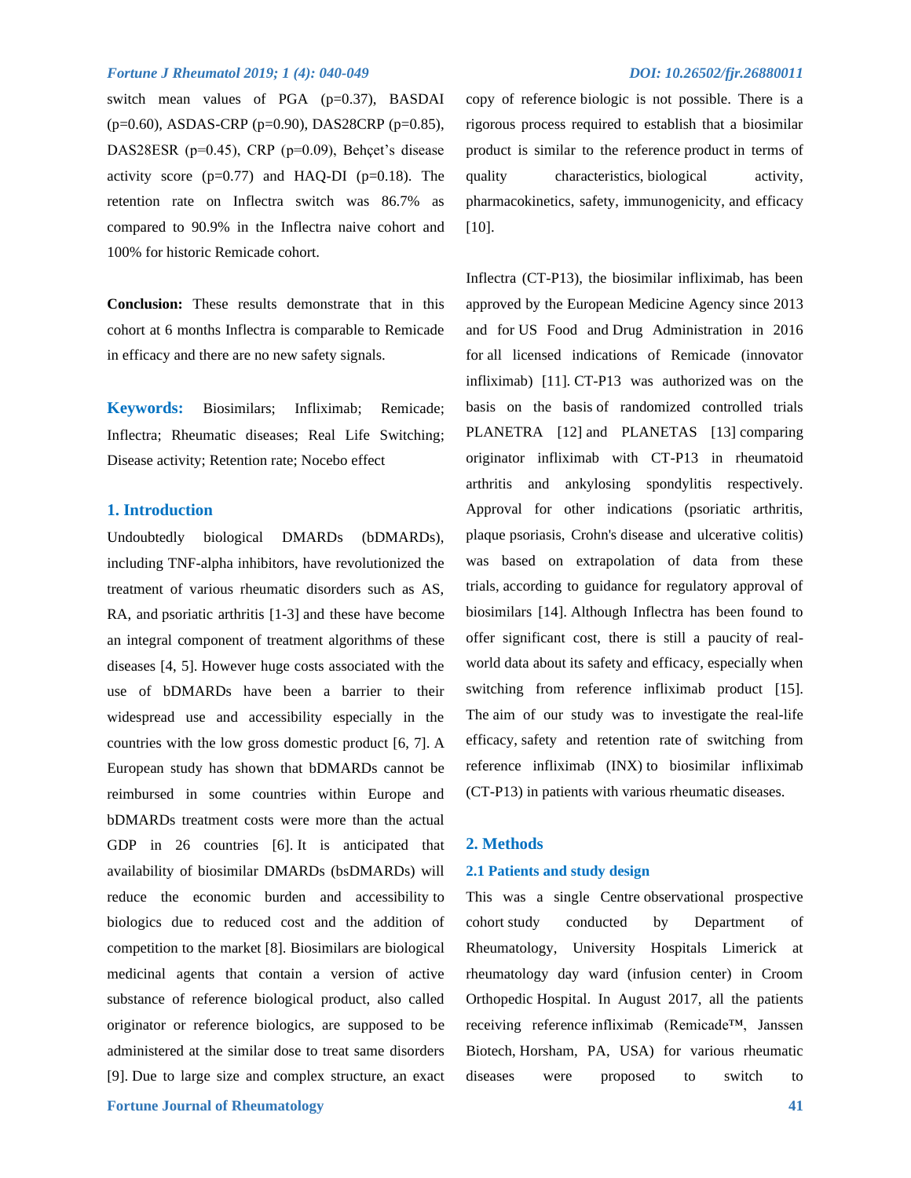switch mean values of PGA (p=0.37), BASDAI (p=0.60), ASDAS-CRP (p=0.90), DAS28CRP (p=0.85), DAS28ESR (p=0.45), CRP (p=0.09), Behçet's disease activity score (p=0.77) and HAQ-DI (p=0.18). The retention rate on Inflectra switch was 86.7% as compared to 90.9% in the Inflectra naive cohort and 100% for historic Remicade cohort.

**Conclusion:** These results demonstrate that in this cohort at 6 months Inflectra is comparable to Remicade in efficacy and there are no new safety signals.

**Keywords:** Biosimilars; Infliximab; Remicade; Inflectra; Rheumatic diseases; Real Life Switching; Disease activity; Retention rate; Nocebo effect

## 1. Introduction

Undoubtedly biological DMARDs (bDMARDs), including TNF-alpha inhibitors, have revolutionized the treatment of various rheumatic disorders such as AS, RA, and psoriatic arthritis [1-3] and these have become an integral component of treatment algorithms of these diseases [4, 5]. However huge costs associated with the use of bDMARDs have been a barrier to their widespread use and accessibility especially in the countries with the low gross domestic product [6, 7]. A European study has shown that bDMARDs cannot be reimbursed in some countries within Europe and bDMARDs treatment costs were more than the actual GDP in 26 countries [6]. It is anticipated that availability of biosimilar DMARDs (bsDMARDs) will reduce the economic burden and accessibility to biologics due to reduced cost and the addition of competition to the market [8]. Biosimilars are biological medicinal agents that contain a version of active substance of reference biological product, also called originator or reference biologics, are supposed to be administered at the similar dose to treat same disorders [9]. Due to large size and complex structure, an exact copy of reference biologic is not possible. There is a rigorous process required to establish that a biosimilar product is similar to the reference product in terms of quality characteristics, biological activity, pharmacokinetics, safety, immunogenicity, and efficacy [10].

Inflectra (CT-P13), the biosimilar infliximab, has been approved by the European Medicine Agency since 2013 and for US Food and Drug Administration in 2016 for all licensed indications of Remicade (innovator infliximab) [11]. CT-P13 was authorized was on the basis on the basis of randomized controlled trials PLANETRA [12] and PLANETAS [13] comparing originator infliximab with CT-P13 in rheumatoid arthritis and ankylosing spondylitis respectively. Approval for other indications (psoriatic arthritis, plaque psoriasis, Crohn's disease and ulcerative colitis) was based on extrapolation of data from these trials, according to guidance for regulatory approval of biosimilars [14]. Although Inflectra has been found to offer significant cost, there is still a paucity of real-world data about its safety and efficacy, especially when switching from reference infliximab product [15]. The aim of our study was to investigate the real-life efficacy, safety and retention rate of switching from reference infliximab (INX) to biosimilar infliximab (CT-P13) in patients with various rheumatic diseases.

## 2. Methods

### 2.1 Patients and study design

This was a single Centre observational prospective cohort study conducted by Department of Rheumatology, University Hospitals Limerick at rheumatology day ward (infusion center) in Croom Orthopedic Hospital. In August 2017, all the patients receiving reference infliximab (Remicade™, Janssen Biotech, Horsham, PA, USA) for various rheumatic diseases were proposed to switch to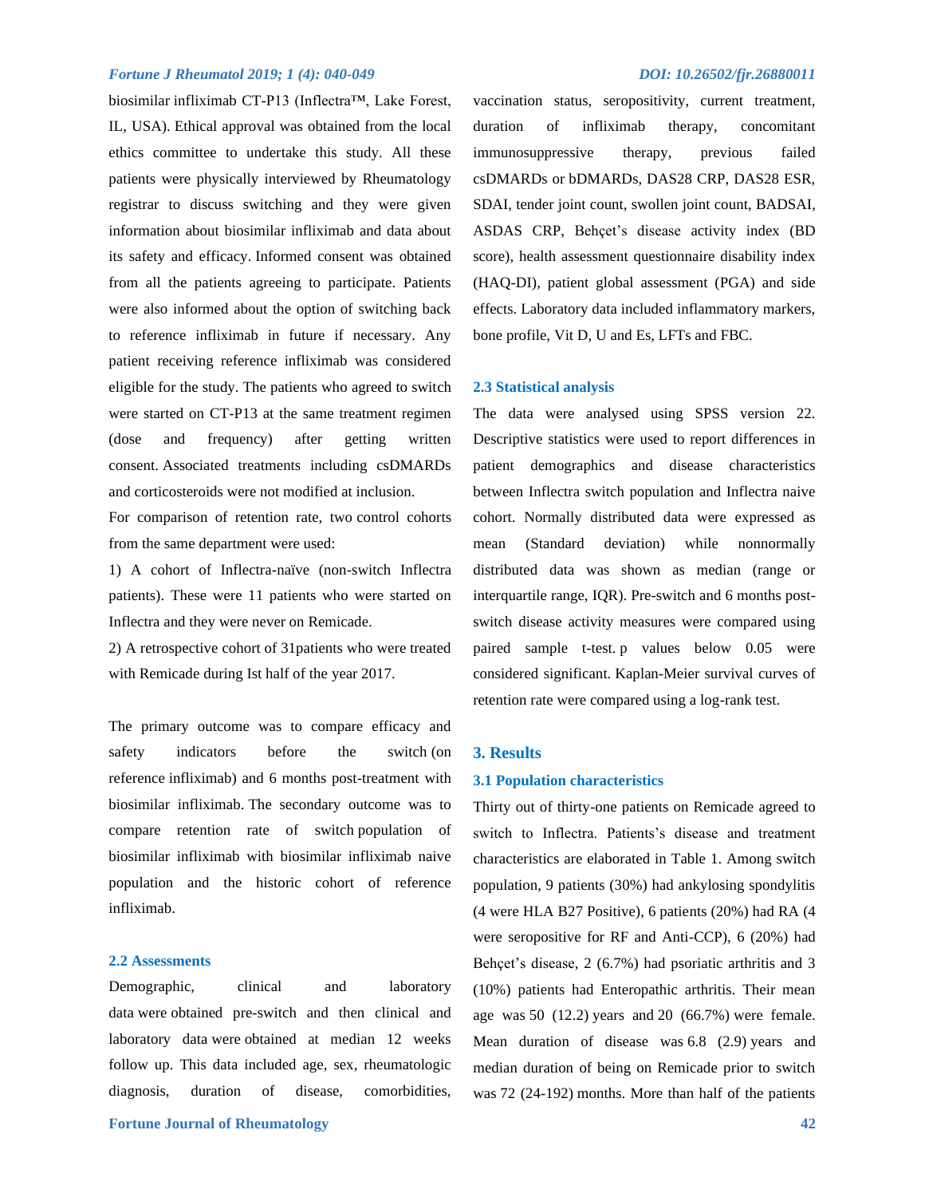biosimilar infliximab CT-P13 (Inflectra™, Lake Forest, IL, USA). Ethical approval was obtained from the local ethics committee to undertake this study. All these patients were physically interviewed by Rheumatology registrar to discuss switching and they were given information about biosimilar infliximab and data about its safety and efficacy. Informed consent was obtained from all the patients agreeing to participate. Patients were also informed about the option of switching back to reference infliximab in future if necessary. Any patient receiving reference infliximab was considered eligible for the study. The patients who agreed to switch were started on CT-P13 at the same treatment regimen (dose and frequency) after getting written consent. Associated treatments including csDMARDs and corticosteroids were not modified at inclusion.

For comparison of retention rate, two control cohorts from the same department were used:

1) A cohort of Inflectra-naïve (non-switch Inflectra patients). These were 11 patients who were started on Inflectra and they were never on Remicade.

2) A retrospective cohort of 31patients who were treated with Remicade during Ist half of the year 2017.

The primary outcome was to compare efficacy and safety indicators before the switch (on reference infliximab) and 6 months post-treatment with biosimilar infliximab. The secondary outcome was to compare retention rate of switch population of biosimilar infliximab with biosimilar infliximab naive population and the historic cohort of reference infliximab.

### 2.2 Assessments

Demographic, clinical and laboratory data were obtained pre-switch and then clinical and laboratory data were obtained at median 12 weeks follow up. This data included age, sex, rheumatologic diagnosis, duration of disease, comorbidities, vaccination status, seropositivity, current treatment, duration of infliximab therapy, concomitant immunosuppressive therapy, previous failed csDMARDs or bDMARDs, DAS28 CRP, DAS28 ESR, SDAI, tender joint count, swollen joint count, BADSAI, ASDAS CRP, Behçet's disease activity index (BD score), health assessment questionnaire disability index (HAQ-DI), patient global assessment (PGA) and side effects. Laboratory data included inflammatory markers, bone profile, Vit D, U and Es, LFTs and FBC.

### 2.3 Statistical analysis

The data were analysed using SPSS version 22. Descriptive statistics were used to report differences in patient demographics and disease characteristics between Inflectra switch population and Inflectra naive cohort. Normally distributed data were expressed as mean (Standard deviation) while nonnormally distributed data was shown as median (range or interquartile range, IQR). Pre-switch and 6 months post-switch disease activity measures were compared using paired sample t-test. p values below 0.05 were considered significant. Kaplan-Meier survival curves of retention rate were compared using a log-rank test.

## 3. Results

### 3.1 Population characteristics

Thirty out of thirty-one patients on Remicade agreed to switch to Inflectra. Patients's disease and treatment characteristics are elaborated in Table 1. Among switch population, 9 patients (30%) had ankylosing spondylitis (4 were HLA B27 Positive), 6 patients (20%) had RA (4 were seropositive for RF and Anti-CCP), 6 (20%) had Behçet's disease, 2 (6.7%) had psoriatic arthritis and 3 (10%) patients had Enteropathic arthritis. Their mean age was 50 (12.2) years and 20 (66.7%) were female. Mean duration of disease was 6.8 (2.9) years and median duration of being on Remicade prior to switch was 72 (24-192) months. More than half of the patients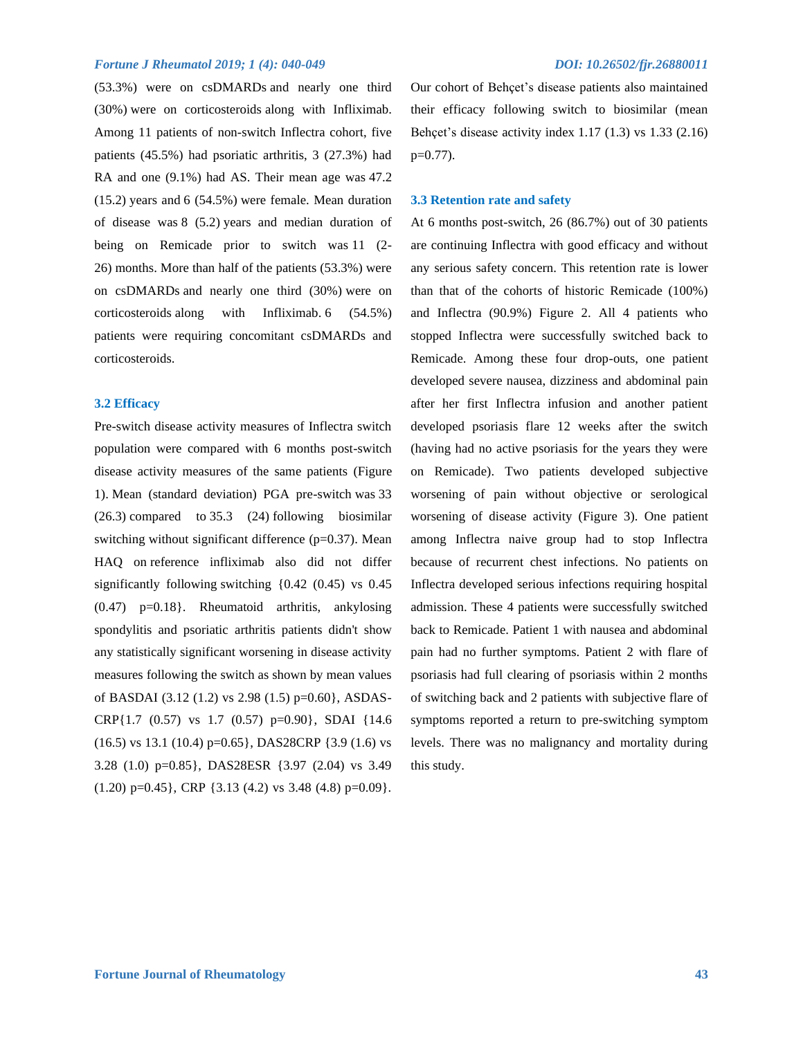(53.3%) were on csDMARDs and nearly one third (30%) were on corticosteroids along with Infliximab. Among 11 patients of non-switch Inflectra cohort, five patients (45.5%) had psoriatic arthritis, 3 (27.3%) had RA and one (9.1%) had AS. Their mean age was 47.2 (15.2) years and 6 (54.5%) were female. Mean duration of disease was 8 (5.2) years and median duration of being on Remicade prior to switch was 11 (2-26) months. More than half of the patients (53.3%) were on csDMARDs and nearly one third (30%) were on corticosteroids along with Infliximab. 6 (54.5%) patients were requiring concomitant csDMARDs and corticosteroids.

### 3.2 Efficacy

Pre-switch disease activity measures of Inflectra switch population were compared with 6 months post-switch disease activity measures of the same patients (Figure 1). Mean (standard deviation) PGA pre-switch was 33 (26.3) compared to 35.3 (24) following biosimilar switching without significant difference (p=0.37). Mean HAQ on reference infliximab also did not differ significantly following switching {0.42 (0.45) vs 0.45 (0.47) p=0.18}. Rheumatoid arthritis, ankylosing spondylitis and psoriatic arthritis patients didn't show any statistically significant worsening in disease activity measures following the switch as shown by mean values of BASDAI (3.12 (1.2) vs 2.98 (1.5) p=0.60}, ASDAS-CRP{1.7 (0.57) vs 1.7 (0.57) p=0.90}, SDAI {14.6 (16.5) vs 13.1 (10.4) p=0.65}, DAS28CRP {3.9 (1.6) vs 3.28 (1.0) p=0.85}, DAS28ESR {3.97 (2.04) vs 3.49 (1.20) p=0.45}, CRP {3.13 (4.2) vs 3.48 (4.8) p=0.09}. Our cohort of Behçet's disease patients also maintained their efficacy following switch to biosimilar (mean Behçet's disease activity index 1.17 (1.3) vs 1.33 (2.16) p=0.77).

### 3.3 Retention rate and safety

At 6 months post-switch, 26 (86.7%) out of 30 patients are continuing Inflectra with good efficacy and without any serious safety concern. This retention rate is lower than that of the cohorts of historic Remicade (100%) and Inflectra (90.9%) Figure 2. All 4 patients who stopped Inflectra were successfully switched back to Remicade. Among these four drop-outs, one patient developed severe nausea, dizziness and abdominal pain after her first Inflectra infusion and another patient developed psoriasis flare 12 weeks after the switch (having had no active psoriasis for the years they were on Remicade). Two patients developed subjective worsening of pain without objective or serological worsening of disease activity (Figure 3). One patient among Inflectra naive group had to stop Inflectra because of recurrent chest infections. No patients on Inflectra developed serious infections requiring hospital admission. These 4 patients were successfully switched back to Remicade. Patient 1 with nausea and abdominal pain had no further symptoms. Patient 2 with flare of psoriasis had full clearing of psoriasis within 2 months of switching back and 2 patients with subjective flare of symptoms reported a return to pre-switching symptom levels. There was no malignancy and mortality during this study.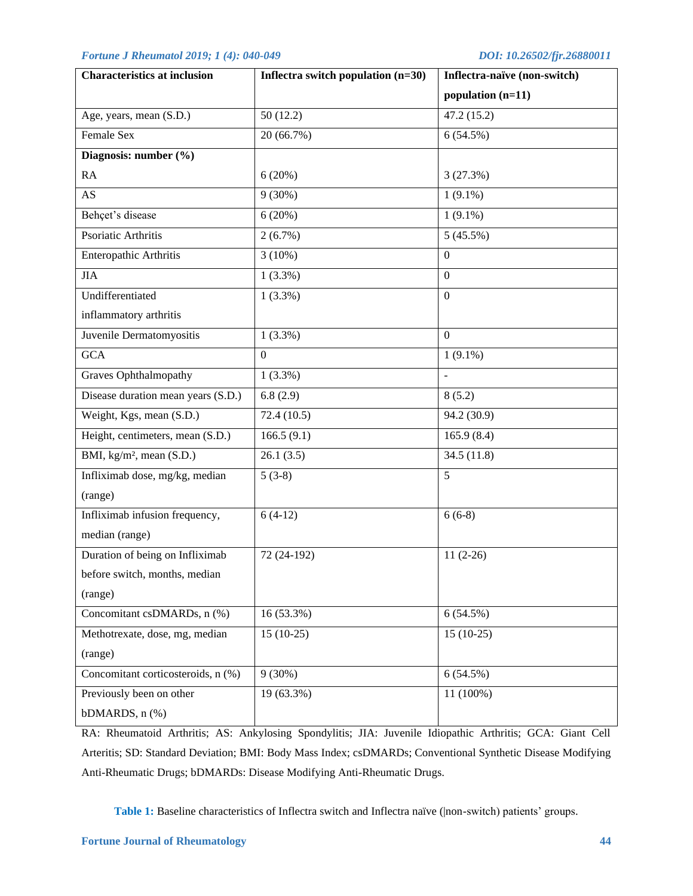| Characteristics at inclusion | Inflectra switch population (n=30) | Inflectra-naïve (non-switch) population (n=11) |
| --- | --- | --- |
| Age, years, mean (S.D.) | 50 (12.2) | 47.2 (15.2) |
| Female Sex | 20 (66.7%) | 6 (54.5%) |
| **Diagnosis: number (%)** | | |
| RA | 6 (20%) | 3 (27.3%) |
| AS | 9 (30%) | 1 (9.1%) |
| Behçet's disease | 6 (20%) | 1 (9.1%) |
| Psoriatic Arthritis | 2 (6.7%) | 5 (45.5%) |
| Enteropathic Arthritis | 3 (10%) | 0 |
| JIA | 1 (3.3%) | 0 |
| Undifferentiated inflammatory arthritis | 1 (3.3%) | 0 |
| Juvenile Dermatomyositis | 1 (3.3%) | 0 |
| GCA | 0 | 1 (9.1%) |
| Graves Ophthalmopathy | 1 (3.3%) | - |
| Disease duration mean years (S.D.) | 6.8 (2.9) | 8 (5.2) |
| Weight, Kgs, mean (S.D.) | 72.4 (10.5) | 94.2 (30.9) |
| Height, centimeters, mean (S.D.) | 166.5 (9.1) | 165.9 (8.4) |
| BMI, kg/m², mean (S.D.) | 26.1 (3.5) | 34.5 (11.8) |
| Infliximab dose, mg/kg, median (range) | 5 (3-8) | 5 |
| Infliximab infusion frequency, median (range) | 6 (4-12) | 6 (6-8) |
| Duration of being on Infliximab before switch, months, median (range) | 72 (24-192) | 11 (2-26) |
| Concomitant csDMARDs, n (%) | 16 (53.3%) | 6 (54.5%) |
| Methotrexate, dose, mg, median (range) | 15 (10-25) | 15 (10-25) |
| Concomitant corticosteroids, n (%) | 9 (30%) | 6 (54.5%) |
| Previously been on other bDMARDS, n (%) | 19 (63.3%) | 11 (100%) |

RA: Rheumatoid Arthritis; AS: Ankylosing Spondylitis; JIA: Juvenile Idiopathic Arthritis; GCA: Giant Cell Arteritis; SD: Standard Deviation; BMI: Body Mass Index; csDMARDs; Conventional Synthetic Disease Modifying Anti-Rheumatic Drugs; bDMARDs: Disease Modifying Anti-Rheumatic Drugs.

**Table 1:** Baseline characteristics of Inflectra switch and Inflectra naïve (|non-switch) patients' groups.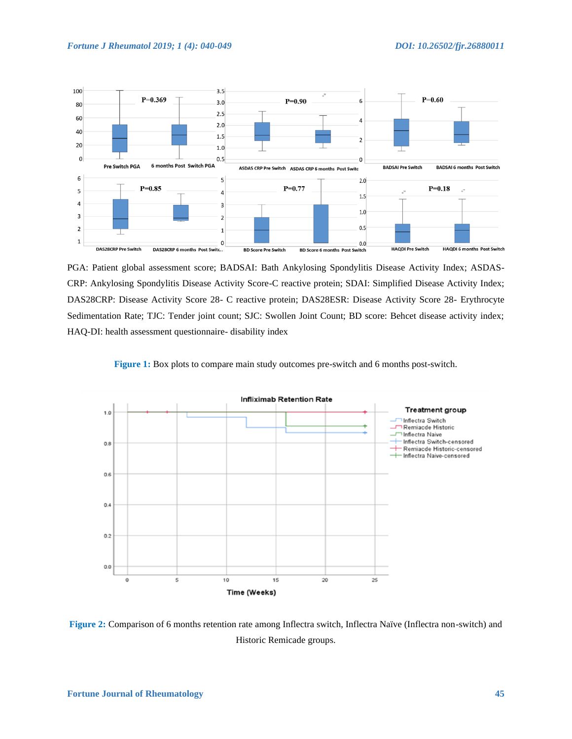PGA: Patient global assessment score; BADSAI: Bath Ankylosing Spondylitis Disease Activity Index; ASDAS-CRP: Ankylosing Spondylitis Disease Activity Score-C reactive protein; SDAI: Simplified Disease Activity Index; DAS28CRP: Disease Activity Score 28- C reactive protein; DAS28ESR: Disease Activity Score 28- Erythrocyte Sedimentation Rate; TJC: Tender joint count; SJC: Swollen Joint Count; BD score: Behcet disease activity index; HAQ-DI: health assessment questionnaire- disability index

**Figure 1:** Box plots to compare main study outcomes pre-switch and 6 months post-switch.

**Figure 2:** Comparison of 6 months retention rate among Inflectra switch, Inflectra Naïve (Inflectra non-switch) and Historic Remicade groups.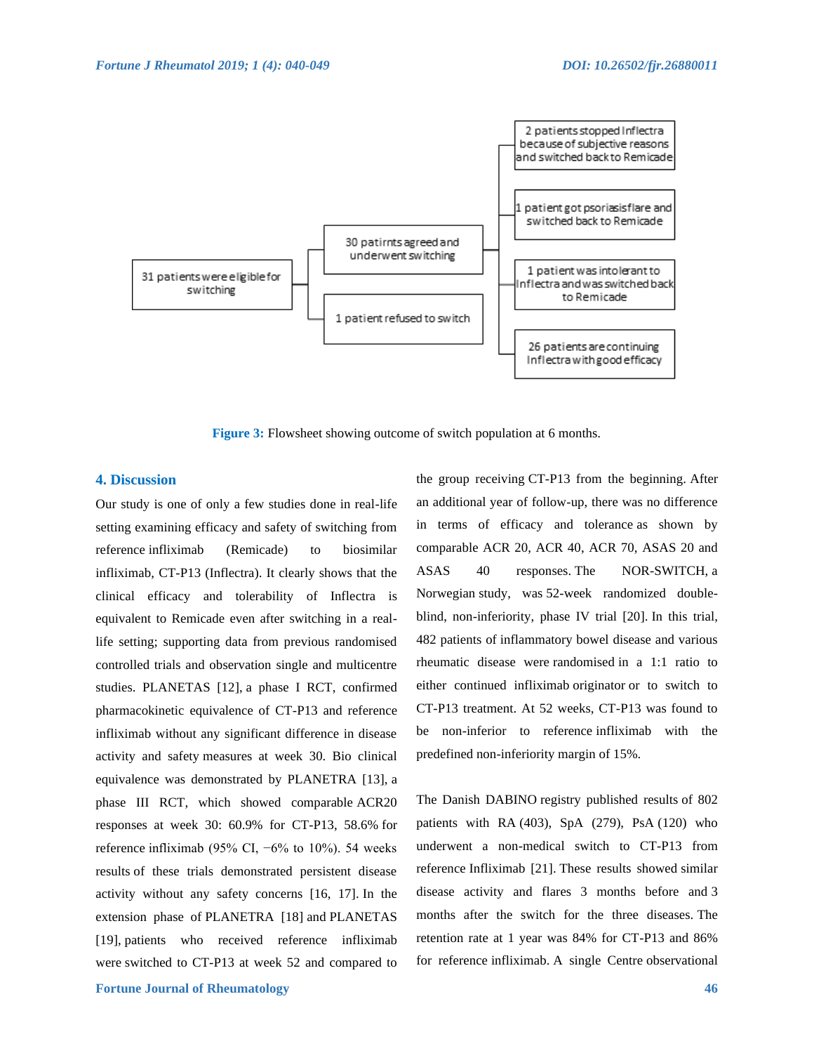31 patients were eligible for switching

30 patirnts agreed and underwent switching

1 patient refused to switch

2 patients stopped Inflectra because of subjective reasons and switched back to Remicade

1 patient got psoriasis flare and switched back to Remicade

1 patient was intolerant to Inflectra and was switched back to Remicade

26 patients are continuing Inflectra with good efficacy

**Figure 3:** Flowsheet showing outcome of switch population at 6 months.

## 4. Discussion

Our study is one of only a few studies done in real-life setting examining efficacy and safety of switching from reference infliximab (Remicade) to biosimilar infliximab, CT-P13 (Inflectra). It clearly shows that the clinical efficacy and tolerability of Inflectra is equivalent to Remicade even after switching in a real-life setting; supporting data from previous randomised controlled trials and observation single and multicentre studies. PLANETAS [12], a phase I RCT, confirmed pharmacokinetic equivalence of CT-P13 and reference infliximab without any significant difference in disease activity and safety measures at week 30. Bio clinical equivalence was demonstrated by PLANETRA [13], a phase III RCT, which showed comparable ACR20 responses at week 30: 60.9% for CT-P13, 58.6% for reference infliximab (95% CI, −6% to 10%). 54 weeks results of these trials demonstrated persistent disease activity without any safety concerns [16, 17]. In the extension phase of PLANETRA [18] and PLANETAS [19], patients who received reference infliximab were switched to CT-P13 at week 52 and compared to the group receiving CT-P13 from the beginning. After an additional year of follow-up, there was no difference in terms of efficacy and tolerance as shown by comparable ACR 20, ACR 40, ACR 70, ASAS 20 and ASAS 40 responses. The NOR-SWITCH, a Norwegian study, was 52-week randomized double-blind, non-inferiority, phase IV trial [20]. In this trial, 482 patients of inflammatory bowel disease and various rheumatic disease were randomised in a 1:1 ratio to either continued infliximab originator or to switch to CT-P13 treatment. At 52 weeks, CT-P13 was found to be non-inferior to reference infliximab with the predefined non-inferiority margin of 15%.

The Danish DABINO registry published results of 802 patients with RA (403), SpA (279), PsA (120) who underwent a non-medical switch to CT-P13 from reference Infliximab [21]. These results showed similar disease activity and flares 3 months before and 3 months after the switch for the three diseases. The retention rate at 1 year was 84% for CT-P13 and 86% for reference infliximab. A single Centre observational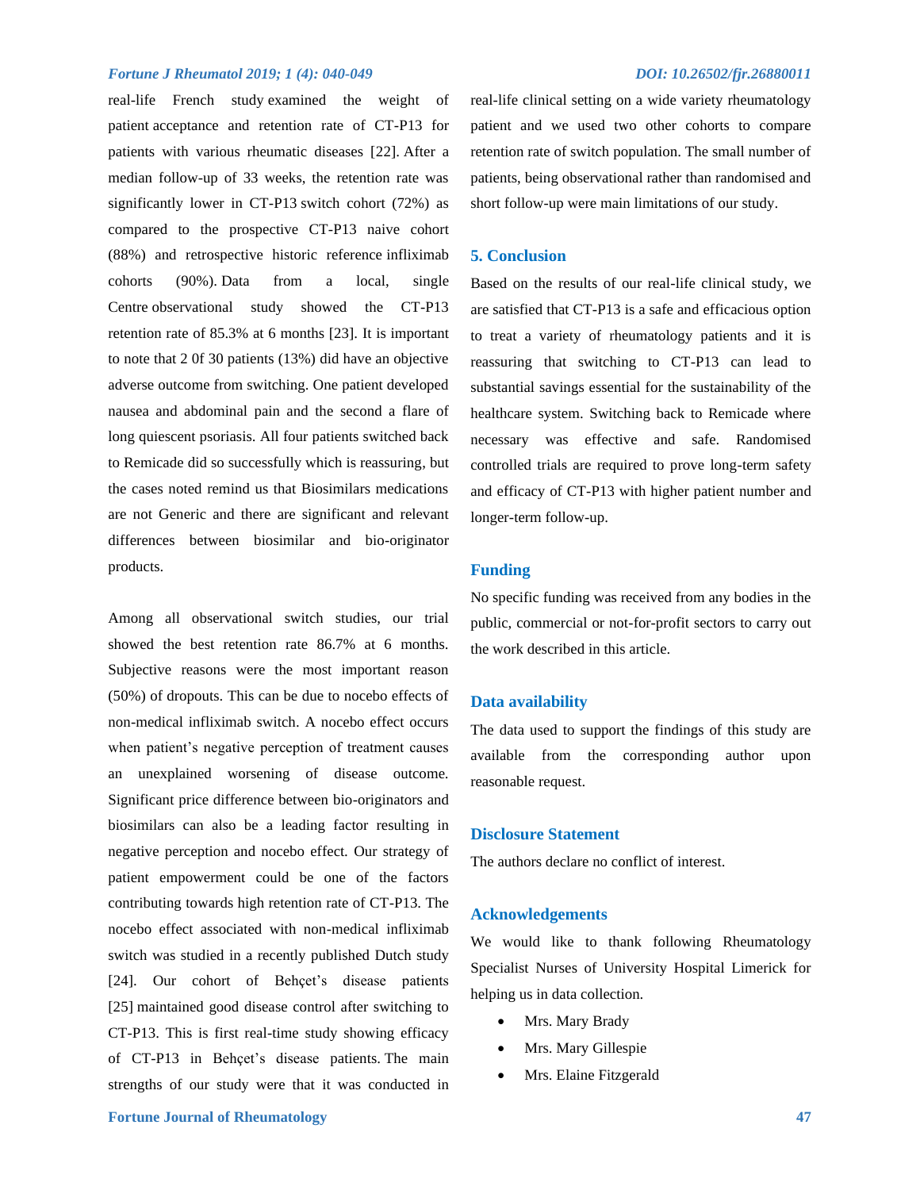real-life French study examined the weight of patient acceptance and retention rate of CT-P13 for patients with various rheumatic diseases [22]. After a median follow-up of 33 weeks, the retention rate was significantly lower in CT-P13 switch cohort (72%) as compared to the prospective CT-P13 naive cohort (88%) and retrospective historic reference infliximab cohorts (90%). Data from a local, single Centre observational study showed the CT-P13 retention rate of 85.3% at 6 months [23]. It is important to note that 2 0f 30 patients (13%) did have an objective adverse outcome from switching. One patient developed nausea and abdominal pain and the second a flare of long quiescent psoriasis. All four patients switched back to Remicade did so successfully which is reassuring, but the cases noted remind us that Biosimilars medications are not Generic and there are significant and relevant differences between biosimilar and bio-originator products.

Among all observational switch studies, our trial showed the best retention rate 86.7% at 6 months. Subjective reasons were the most important reason (50%) of dropouts. This can be due to nocebo effects of non-medical infliximab switch. A nocebo effect occurs when patient's negative perception of treatment causes an unexplained worsening of disease outcome. Significant price difference between bio-originators and biosimilars can also be a leading factor resulting in negative perception and nocebo effect. Our strategy of patient empowerment could be one of the factors contributing towards high retention rate of CT-P13. The nocebo effect associated with non-medical infliximab switch was studied in a recently published Dutch study [24]. Our cohort of Behçet's disease patients [25] maintained good disease control after switching to CT-P13. This is first real-time study showing efficacy of CT-P13 in Behçet's disease patients. The main strengths of our study were that it was conducted in real-life clinical setting on a wide variety rheumatology patient and we used two other cohorts to compare retention rate of switch population. The small number of patients, being observational rather than randomised and short follow-up were main limitations of our study.

## 5. Conclusion

Based on the results of our real-life clinical study, we are satisfied that CT-P13 is a safe and efficacious option to treat a variety of rheumatology patients and it is reassuring that switching to CT-P13 can lead to substantial savings essential for the sustainability of the healthcare system. Switching back to Remicade where necessary was effective and safe. Randomised controlled trials are required to prove long-term safety and efficacy of CT-P13 with higher patient number and longer-term follow-up.

## Funding

No specific funding was received from any bodies in the public, commercial or not-for-profit sectors to carry out the work described in this article.

## Data availability

The data used to support the findings of this study are available from the corresponding author upon reasonable request.

## Disclosure Statement

The authors declare no conflict of interest.

## Acknowledgements

We would like to thank following Rheumatology Specialist Nurses of University Hospital Limerick for helping us in data collection.

- Mrs. Mary Brady
- Mrs. Mary Gillespie
- Mrs. Elaine Fitzgerald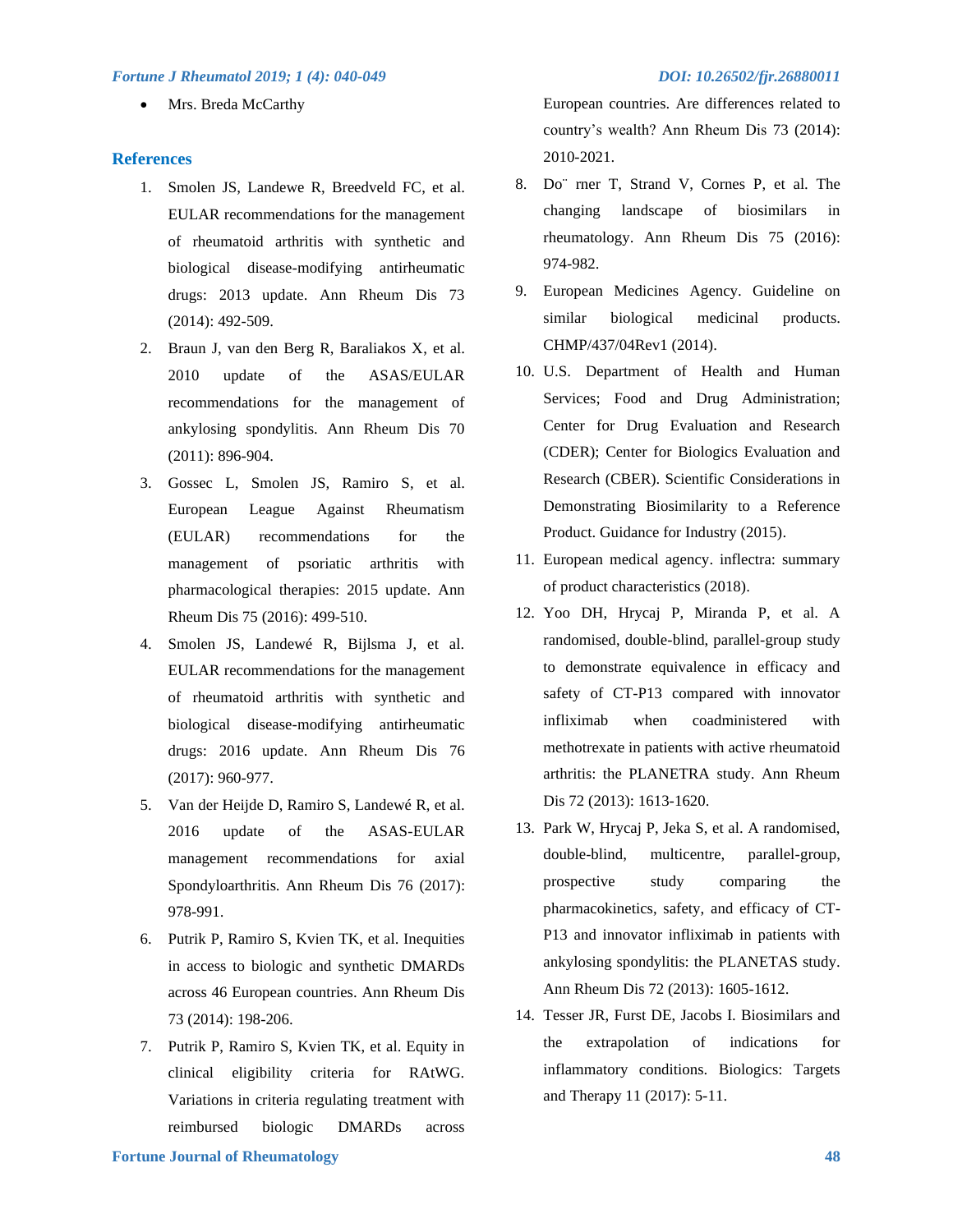- Mrs. Breda McCarthy

## References

1. Smolen JS, Landewe R, Breedveld FC, et al. EULAR recommendations for the management of rheumatoid arthritis with synthetic and biological disease-modifying antirheumatic drugs: 2013 update. Ann Rheum Dis 73 (2014): 492-509.
2. Braun J, van den Berg R, Baraliakos X, et al. 2010 update of the ASAS/EULAR recommendations for the management of ankylosing spondylitis. Ann Rheum Dis 70 (2011): 896-904.
3. Gossec L, Smolen JS, Ramiro S, et al. European League Against Rheumatism (EULAR) recommendations for the management of psoriatic arthritis with pharmacological therapies: 2015 update. Ann Rheum Dis 75 (2016): 499-510.
4. Smolen JS, Landewé R, Bijlsma J, et al. EULAR recommendations for the management of rheumatoid arthritis with synthetic and biological disease-modifying antirheumatic drugs: 2016 update. Ann Rheum Dis 76 (2017): 960-977.
5. Van der Heijde D, Ramiro S, Landewé R, et al. 2016 update of the ASAS-EULAR management recommendations for axial Spondyloarthritis. Ann Rheum Dis 76 (2017): 978-991.
6. Putrik P, Ramiro S, Kvien TK, et al. Inequities in access to biologic and synthetic DMARDs across 46 European countries. Ann Rheum Dis 73 (2014): 198-206.
7. Putrik P, Ramiro S, Kvien TK, et al. Equity in clinical eligibility criteria for RAtWG. Variations in criteria regulating treatment with reimbursed biologic DMARDs across European countries. Are differences related to country's wealth? Ann Rheum Dis 73 (2014): 2010-2021.
8. Do¨ rner T, Strand V, Cornes P, et al. The changing landscape of biosimilars in rheumatology. Ann Rheum Dis 75 (2016): 974-982.
9. European Medicines Agency. Guideline on similar biological medicinal products. CHMP/437/04Rev1 (2014).
10. U.S. Department of Health and Human Services; Food and Drug Administration; Center for Drug Evaluation and Research (CDER); Center for Biologics Evaluation and Research (CBER). Scientific Considerations in Demonstrating Biosimilarity to a Reference Product. Guidance for Industry (2015).
11. European medical agency. inflectra: summary of product characteristics (2018).
12. Yoo DH, Hrycaj P, Miranda P, et al. A randomised, double-blind, parallel-group study to demonstrate equivalence in efficacy and safety of CT-P13 compared with innovator infliximab when coadministered with methotrexate in patients with active rheumatoid arthritis: the PLANETRA study. Ann Rheum Dis 72 (2013): 1613-1620.
13. Park W, Hrycaj P, Jeka S, et al. A randomised, double-blind, multicentre, parallel-group, prospective study comparing the pharmacokinetics, safety, and efficacy of CT-P13 and innovator infliximab in patients with ankylosing spondylitis: the PLANETAS study. Ann Rheum Dis 72 (2013): 1605-1612.
14. Tesser JR, Furst DE, Jacobs I. Biosimilars and the extrapolation of indications for inflammatory conditions. Biologics: Targets and Therapy 11 (2017): 5-11.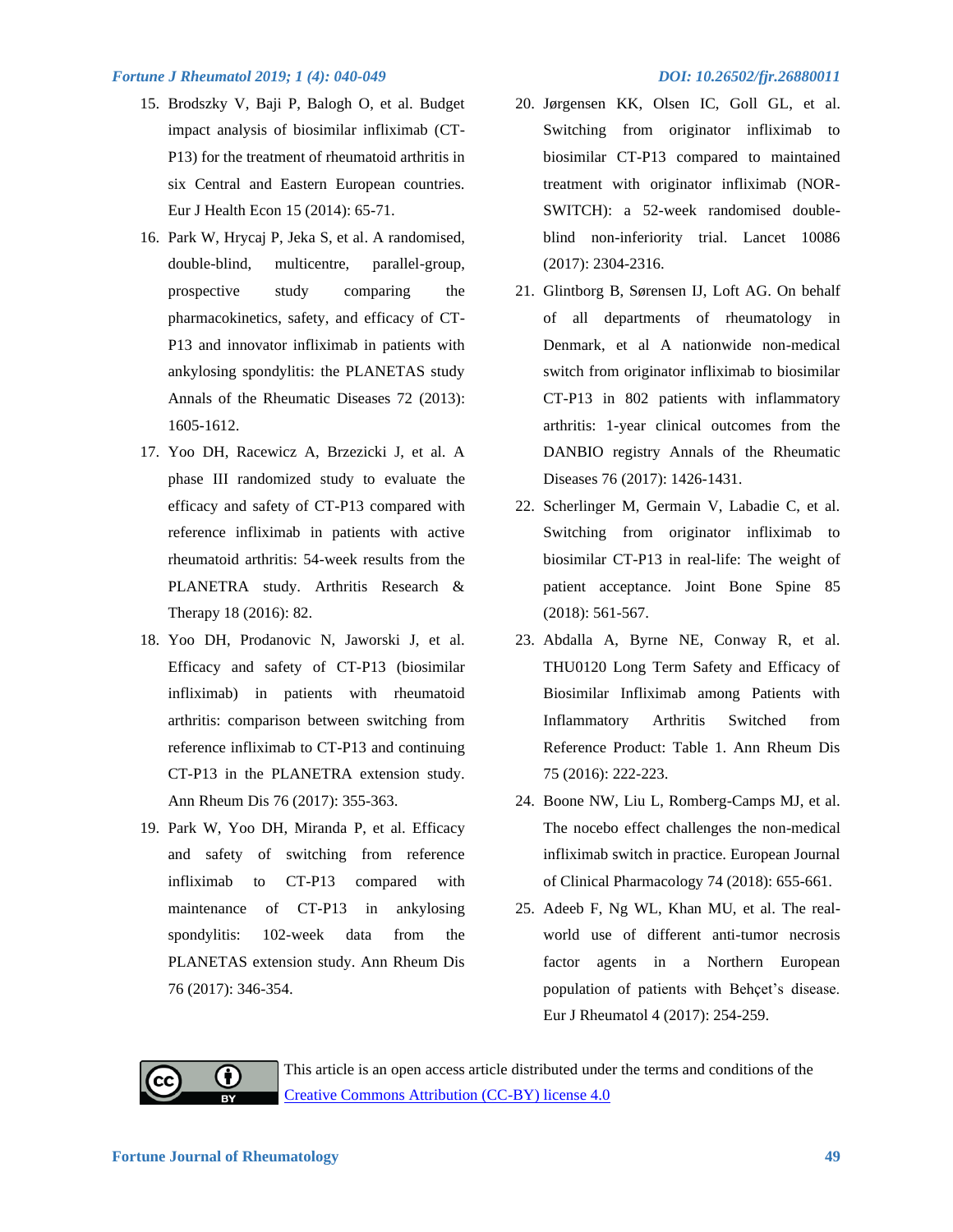15. Brodszky V, Baji P, Balogh O, et al. Budget impact analysis of biosimilar infliximab (CT-P13) for the treatment of rheumatoid arthritis in six Central and Eastern European countries. Eur J Health Econ 15 (2014): 65-71.
16. Park W, Hrycaj P, Jeka S, et al. A randomised, double-blind, multicentre, parallel-group, prospective study comparing the pharmacokinetics, safety, and efficacy of CT-P13 and innovator infliximab in patients with ankylosing spondylitis: the PLANETAS study Annals of the Rheumatic Diseases 72 (2013): 1605-1612.
17. Yoo DH, Racewicz A, Brzezicki J, et al. A phase III randomized study to evaluate the efficacy and safety of CT-P13 compared with reference infliximab in patients with active rheumatoid arthritis: 54-week results from the PLANETRA study. Arthritis Research & Therapy 18 (2016): 82.
18. Yoo DH, Prodanovic N, Jaworski J, et al. Efficacy and safety of CT-P13 (biosimilar infliximab) in patients with rheumatoid arthritis: comparison between switching from reference infliximab to CT-P13 and continuing CT-P13 in the PLANETRA extension study. Ann Rheum Dis 76 (2017): 355-363.
19. Park W, Yoo DH, Miranda P, et al. Efficacy and safety of switching from reference infliximab to CT-P13 compared with maintenance of CT-P13 in ankylosing spondylitis: 102-week data from the PLANETAS extension study. Ann Rheum Dis 76 (2017): 346-354.
20. Jørgensen KK, Olsen IC, Goll GL, et al. Switching from originator infliximab to biosimilar CT-P13 compared to maintained treatment with originator infliximab (NOR-SWITCH): a 52-week randomised double-blind non-inferiority trial. Lancet 10086 (2017): 2304-2316.
21. Glintborg B, Sørensen IJ, Loft AG. On behalf of all departments of rheumatology in Denmark, et al A nationwide non-medical switch from originator infliximab to biosimilar CT-P13 in 802 patients with inflammatory arthritis: 1-year clinical outcomes from the DANBIO registry Annals of the Rheumatic Diseases 76 (2017): 1426-1431.
22. Scherlinger M, Germain V, Labadie C, et al. Switching from originator infliximab to biosimilar CT-P13 in real-life: The weight of patient acceptance. Joint Bone Spine 85 (2018): 561-567.
23. Abdalla A, Byrne NE, Conway R, et al. THU0120 Long Term Safety and Efficacy of Biosimilar Infliximab among Patients with Inflammatory Arthritis Switched from Reference Product: Table 1. Ann Rheum Dis 75 (2016): 222-223.
24. Boone NW, Liu L, Romberg-Camps MJ, et al. The nocebo effect challenges the non-medical infliximab switch in practice. European Journal of Clinical Pharmacology 74 (2018): 655-661.
25. Adeeb F, Ng WL, Khan MU, et al. The real-world use of different anti-tumor necrosis factor agents in a Northern European population of patients with Behçet's disease. Eur J Rheumatol 4 (2017): 254-259.

This article is an open access article distributed under the terms and conditions of the [Creative Commons Attribution (CC-BY) license 4.0](https://creativecommons.org/licenses/by/4.0/)